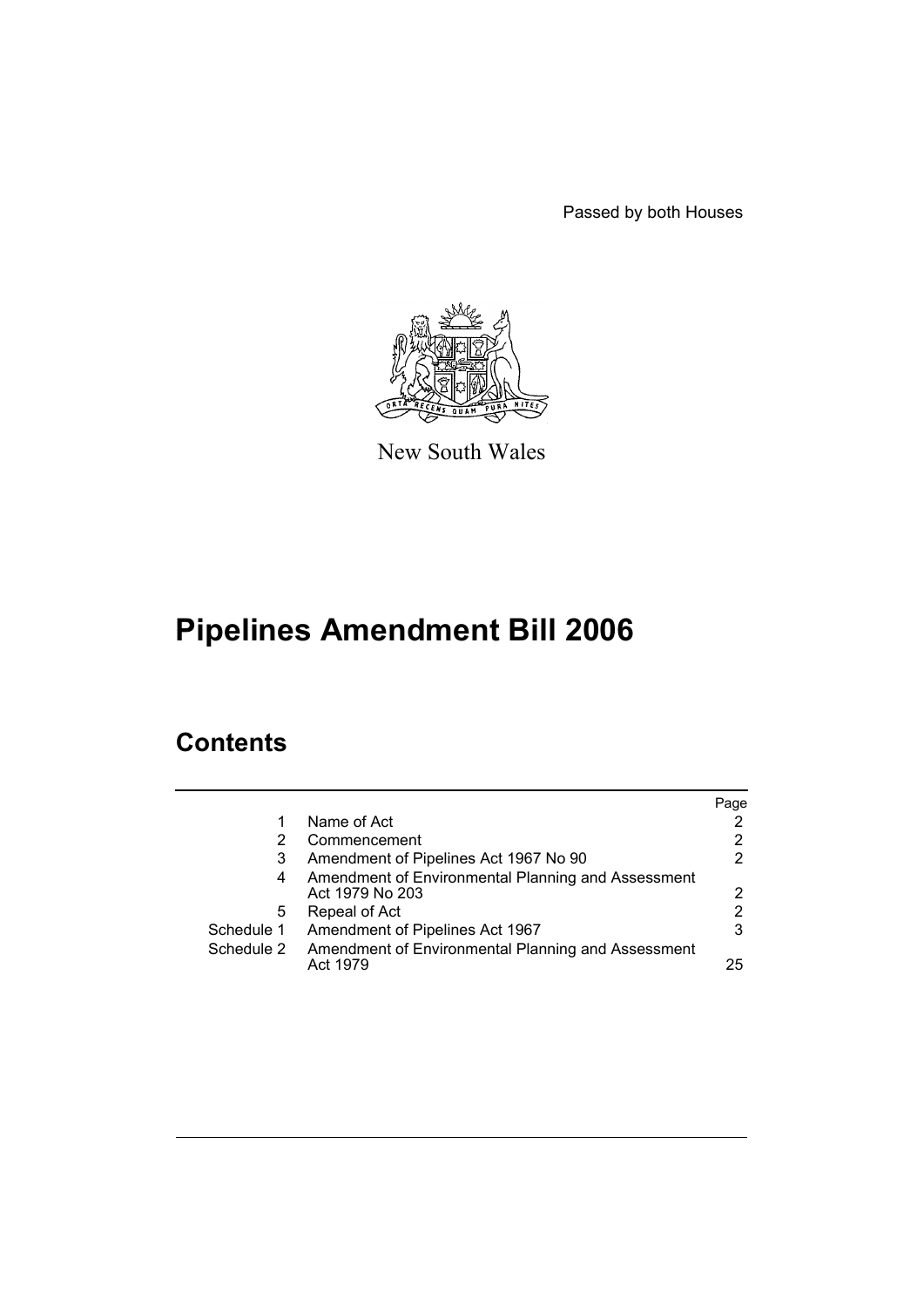Passed by both Houses

New South Wales

# Pipelines Amendment Bill 2006

## Contents

| | | Page |
|---|---|---|
| 1 | Name of Act | 2 |
| 2 | Commencement | 2 |
| 3 | Amendment of Pipelines Act 1967 No 90 | 2 |
| 4 | Amendment of Environmental Planning and Assessment Act 1979 No 203 | 2 |
| 5 | Repeal of Act | 2 |
| Schedule 1 | Amendment of Pipelines Act 1967 | 3 |
| Schedule 2 | Amendment of Environmental Planning and Assessment Act 1979 | 25 |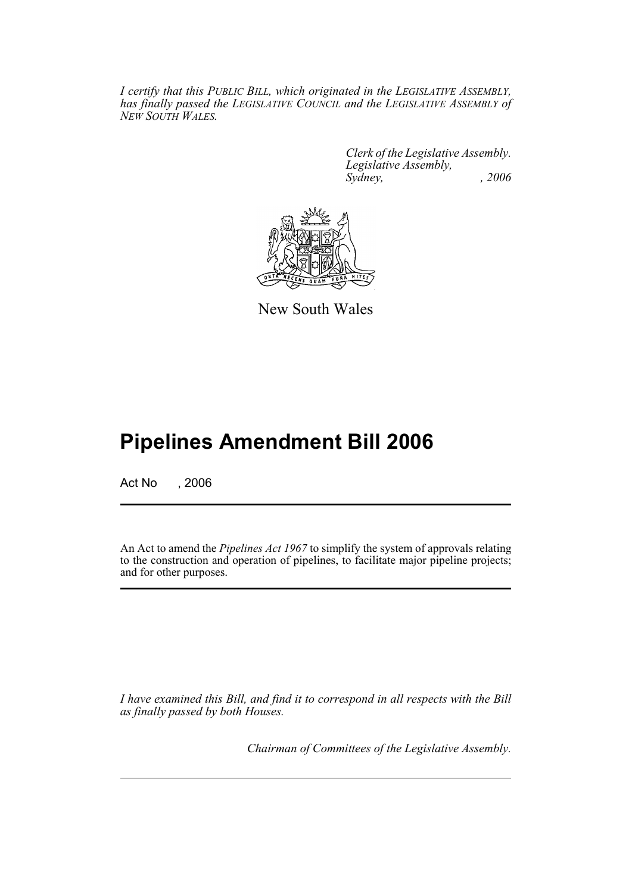*I certify that this PUBLIC BILL, which originated in the LEGISLATIVE ASSEMBLY, has finally passed the LEGISLATIVE COUNCIL and the LEGISLATIVE ASSEMBLY of NEW SOUTH WALES.*

*Clerk of the Legislative Assembly.*
*Legislative Assembly,*
*Sydney, , 2006*

New South Wales

# Pipelines Amendment Bill 2006

Act No , 2006

An Act to amend the *Pipelines Act 1967* to simplify the system of approvals relating to the construction and operation of pipelines, to facilitate major pipeline projects; and for other purposes.

*I have examined this Bill, and find it to correspond in all respects with the Bill as finally passed by both Houses.*

*Chairman of Committees of the Legislative Assembly.*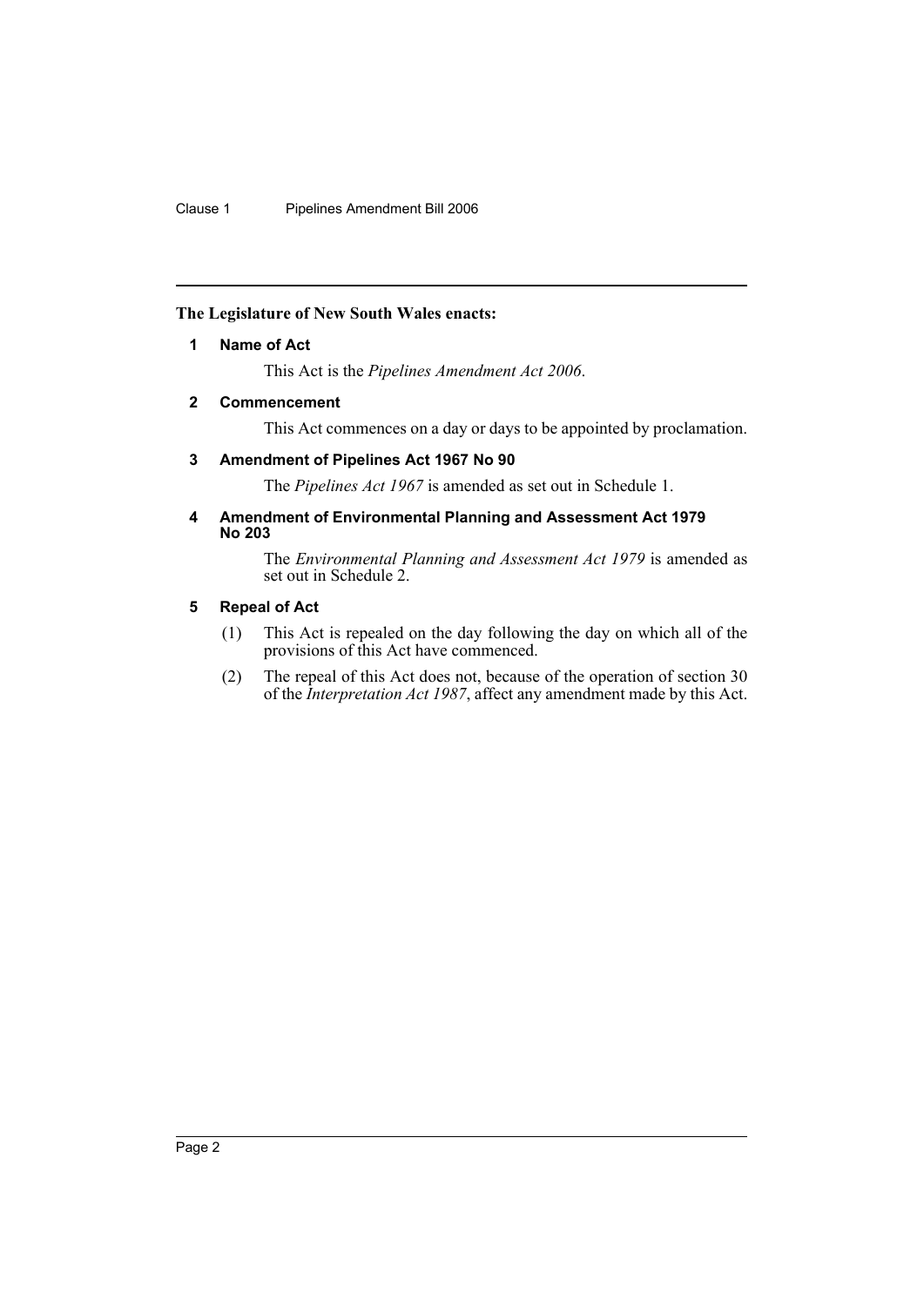**The Legislature of New South Wales enacts:**

### 1 Name of Act

This Act is the *Pipelines Amendment Act 2006*.

### 2 Commencement

This Act commences on a day or days to be appointed by proclamation.

### 3 Amendment of Pipelines Act 1967 No 90

The *Pipelines Act 1967* is amended as set out in Schedule 1.

### 4 Amendment of Environmental Planning and Assessment Act 1979 No 203

The *Environmental Planning and Assessment Act 1979* is amended as set out in Schedule 2.

### 5 Repeal of Act

(1) This Act is repealed on the day following the day on which all of the provisions of this Act have commenced.

(2) The repeal of this Act does not, because of the operation of section 30 of the *Interpretation Act 1987*, affect any amendment made by this Act.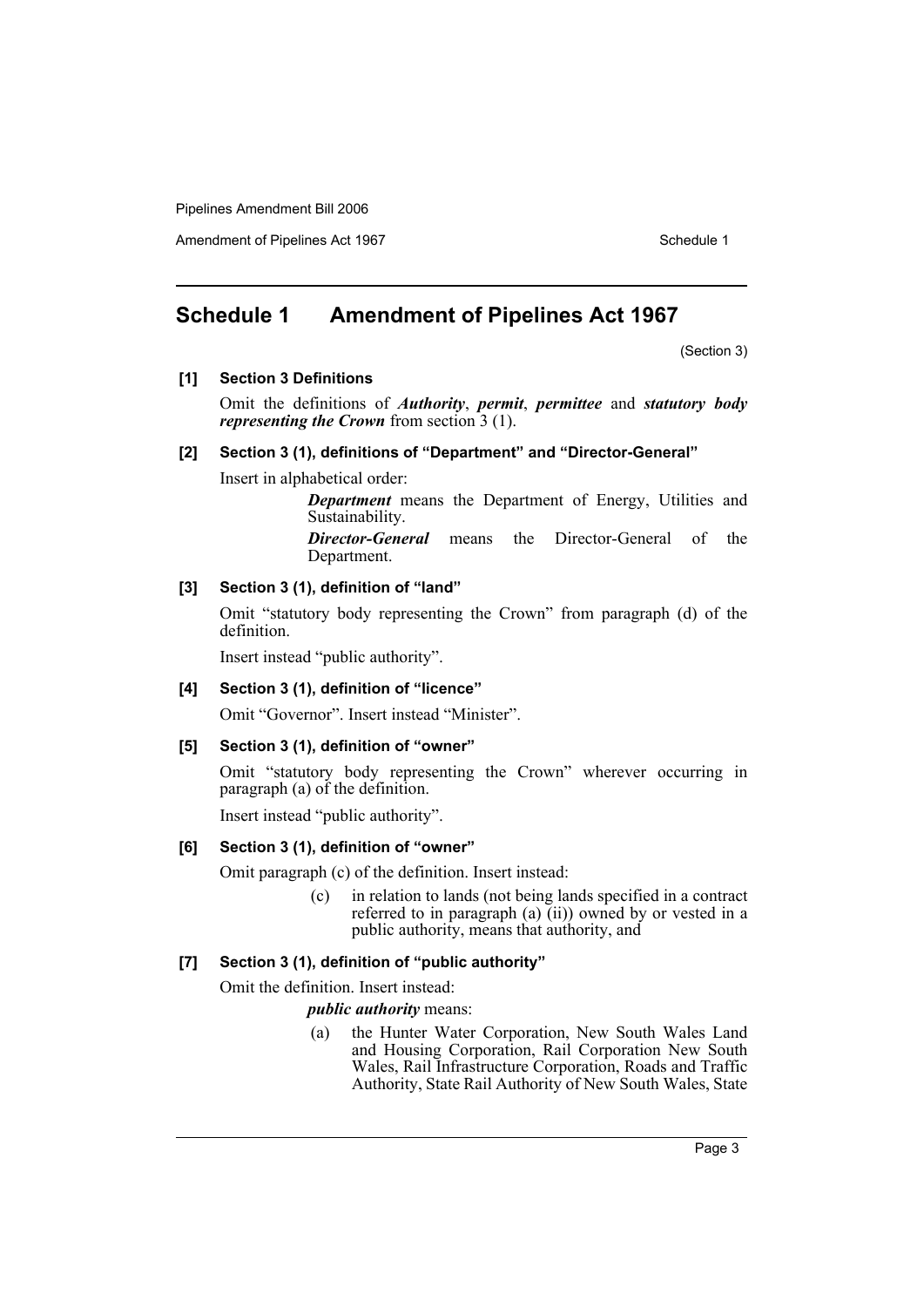# Schedule 1 Amendment of Pipelines Act 1967

(Section 3)

**[1] Section 3 Definitions**

Omit the definitions of ***Authority***, ***permit***, ***permittee*** and ***statutory body representing the Crown*** from section 3 (1).

**[2] Section 3 (1), definitions of "Department" and "Director-General"**

Insert in alphabetical order:

> ***Department*** means the Department of Energy, Utilities and Sustainability.
>
> ***Director-General*** means the Director-General of the Department.

**[3] Section 3 (1), definition of "land"**

Omit "statutory body representing the Crown" from paragraph (d) of the definition.

Insert instead "public authority".

**[4] Section 3 (1), definition of "licence"**

Omit "Governor". Insert instead "Minister".

**[5] Section 3 (1), definition of "owner"**

Omit "statutory body representing the Crown" wherever occurring in paragraph (a) of the definition.

Insert instead "public authority".

**[6] Section 3 (1), definition of "owner"**

Omit paragraph (c) of the definition. Insert instead:

> (c) in relation to lands (not being lands specified in a contract referred to in paragraph (a) (ii)) owned by or vested in a public authority, means that authority, and

**[7] Section 3 (1), definition of "public authority"**

Omit the definition. Insert instead:

> ***public authority*** means:
>
> (a) the Hunter Water Corporation, New South Wales Land and Housing Corporation, Rail Corporation New South Wales, Rail Infrastructure Corporation, Roads and Traffic Authority, State Rail Authority of New South Wales, State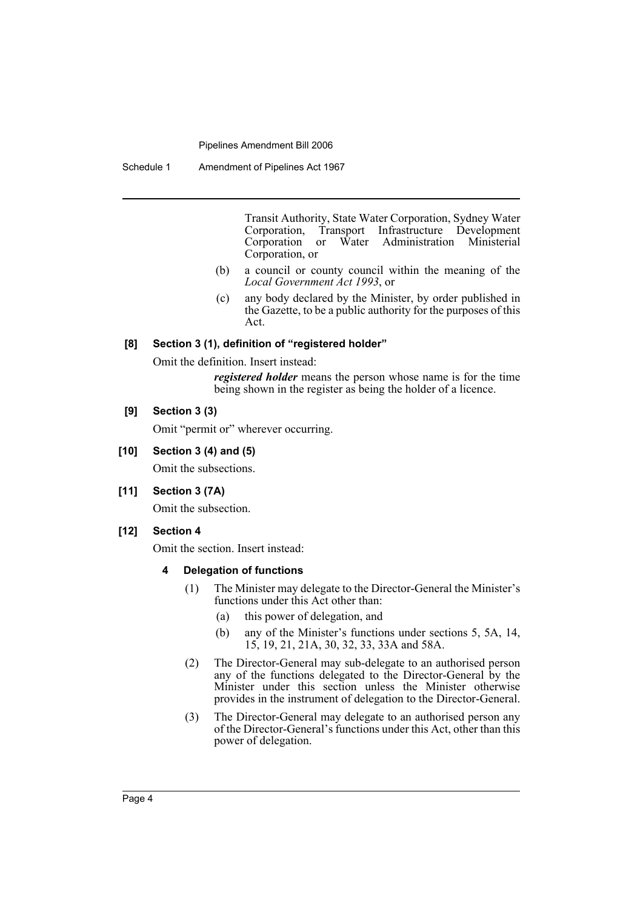Transit Authority, State Water Corporation, Sydney Water Corporation, Transport Infrastructure Development Corporation or Water Administration Ministerial Corporation, or

(b) a council or county council within the meaning of the *Local Government Act 1993*, or

(c) any body declared by the Minister, by order published in the Gazette, to be a public authority for the purposes of this Act.

**[8] Section 3 (1), definition of "registered holder"**

Omit the definition. Insert instead:

> ***registered holder*** means the person whose name is for the time being shown in the register as being the holder of a licence.

**[9] Section 3 (3)**

Omit "permit or" wherever occurring.

**[10] Section 3 (4) and (5)**

Omit the subsections.

**[11] Section 3 (7A)**

Omit the subsection.

**[12] Section 4**

Omit the section. Insert instead:

**4 Delegation of functions**

(1) The Minister may delegate to the Director-General the Minister's functions under this Act other than:

(a) this power of delegation, and

(b) any of the Minister's functions under sections 5, 5A, 14, 15, 19, 21, 21A, 30, 32, 33, 33A and 58A.

(2) The Director-General may sub-delegate to an authorised person any of the functions delegated to the Director-General by the Minister under this section unless the Minister otherwise provides in the instrument of delegation to the Director-General.

(3) The Director-General may delegate to an authorised person any of the Director-General's functions under this Act, other than this power of delegation.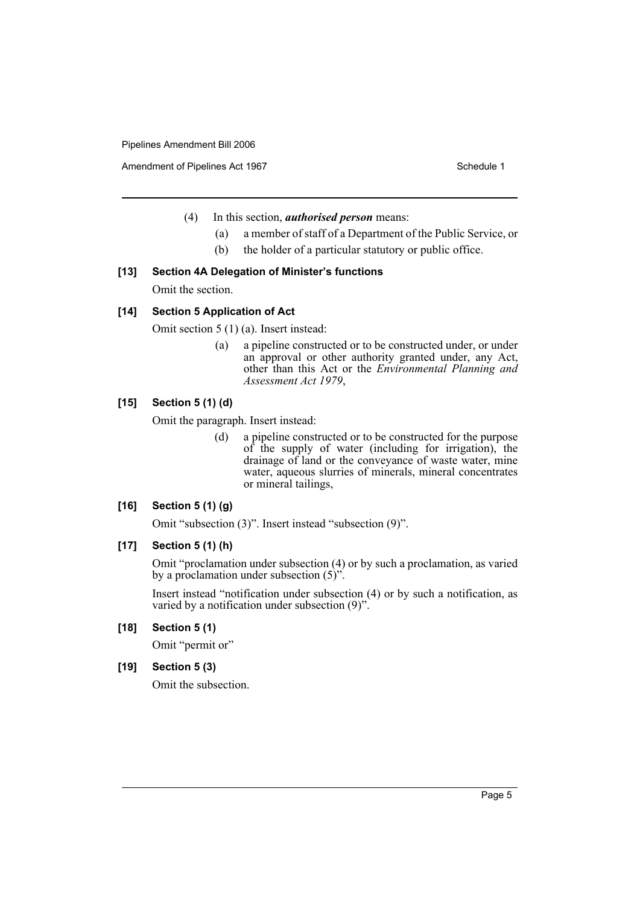(4) In this section, ***authorised person*** means:

(a) a member of staff of a Department of the Public Service, or

(b) the holder of a particular statutory or public office.

**[13] Section 4A Delegation of Minister's functions**

Omit the section.

**[14] Section 5 Application of Act**

Omit section 5 (1) (a). Insert instead:

(a) a pipeline constructed or to be constructed under, or under an approval or other authority granted under, any Act, other than this Act or the *Environmental Planning and Assessment Act 1979*,

**[15] Section 5 (1) (d)**

Omit the paragraph. Insert instead:

(d) a pipeline constructed or to be constructed for the purpose of the supply of water (including for irrigation), the drainage of land or the conveyance of waste water, mine water, aqueous slurries of minerals, mineral concentrates or mineral tailings,

**[16] Section 5 (1) (g)**

Omit "subsection (3)". Insert instead "subsection (9)".

**[17] Section 5 (1) (h)**

Omit "proclamation under subsection (4) or by such a proclamation, as varied by a proclamation under subsection (5)".

Insert instead "notification under subsection (4) or by such a notification, as varied by a notification under subsection (9)".

**[18] Section 5 (1)**

Omit "permit or"

**[19] Section 5 (3)**

Omit the subsection.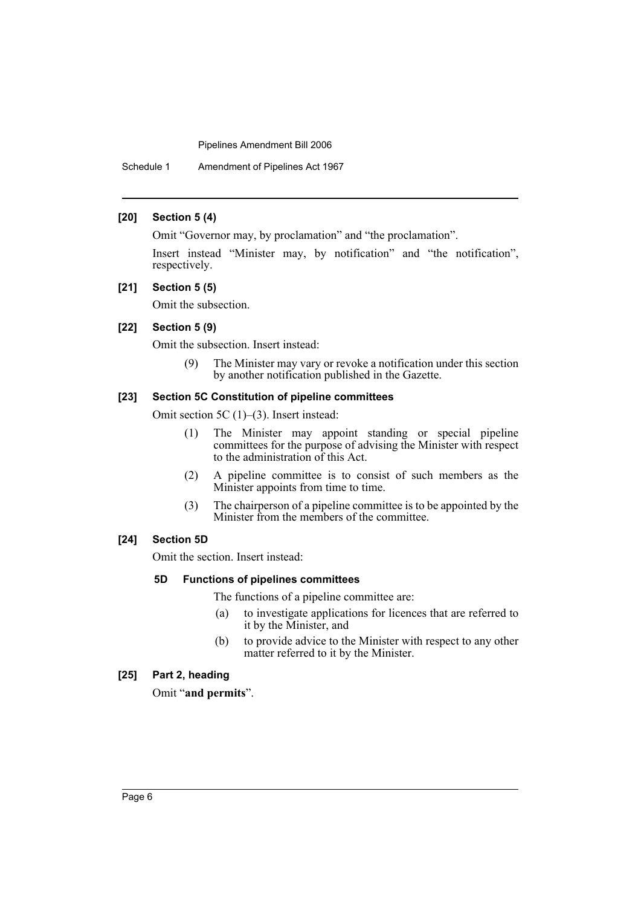**[20] Section 5 (4)**

Omit "Governor may, by proclamation" and "the proclamation".

Insert instead "Minister may, by notification" and "the notification", respectively.

**[21] Section 5 (5)**

Omit the subsection.

**[22] Section 5 (9)**

Omit the subsection. Insert instead:

> (9) The Minister may vary or revoke a notification under this section by another notification published in the Gazette.

**[23] Section 5C Constitution of pipeline committees**

Omit section 5C (1)–(3). Insert instead:

> (1) The Minister may appoint standing or special pipeline committees for the purpose of advising the Minister with respect to the administration of this Act.
>
> (2) A pipeline committee is to consist of such members as the Minister appoints from time to time.
>
> (3) The chairperson of a pipeline committee is to be appointed by the Minister from the members of the committee.

**[24] Section 5D**

Omit the section. Insert instead:

> **5D Functions of pipelines committees**
>
> The functions of a pipeline committee are:
>
> (a) to investigate applications for licences that are referred to it by the Minister, and
>
> (b) to provide advice to the Minister with respect to any other matter referred to it by the Minister.

**[25] Part 2, heading**

Omit "**and permits**".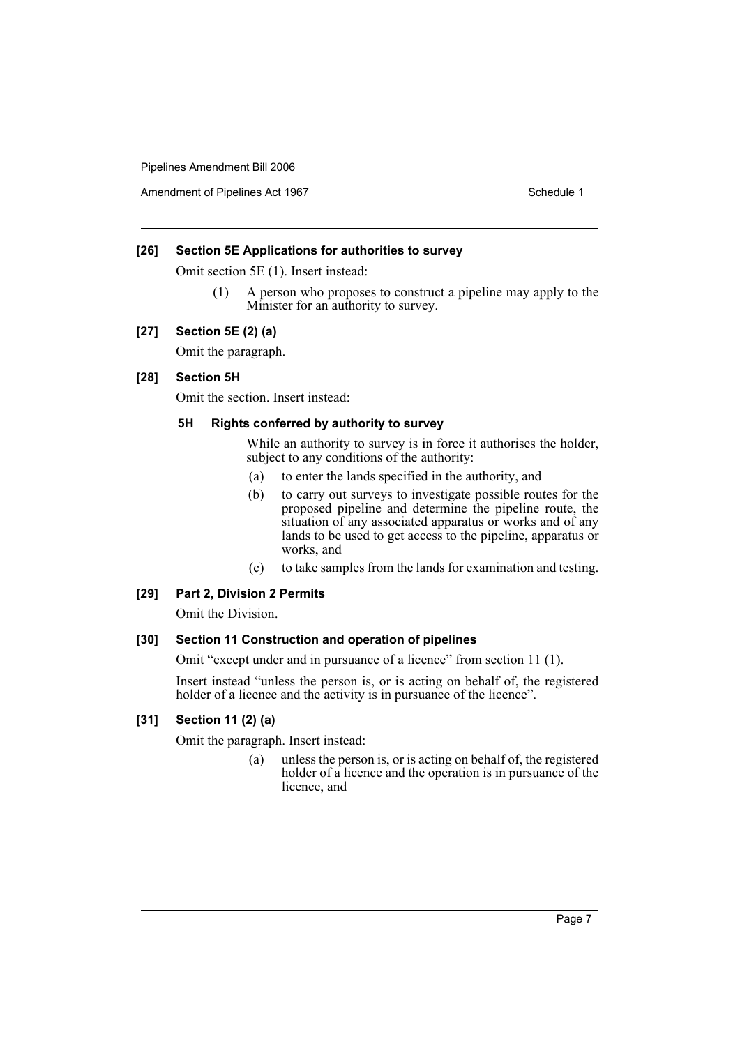#### [26] Section 5E Applications for authorities to survey

Omit section 5E (1). Insert instead:

> (1) A person who proposes to construct a pipeline may apply to the Minister for an authority to survey.

#### [27] Section 5E (2) (a)

Omit the paragraph.

#### [28] Section 5H

Omit the section. Insert instead:

> **5H Rights conferred by authority to survey**
>
> While an authority to survey is in force it authorises the holder, subject to any conditions of the authority:
>
> (a) to enter the lands specified in the authority, and
>
> (b) to carry out surveys to investigate possible routes for the proposed pipeline and determine the pipeline route, the situation of any associated apparatus or works and of any lands to be used to get access to the pipeline, apparatus or works, and
>
> (c) to take samples from the lands for examination and testing.

#### [29] Part 2, Division 2 Permits

Omit the Division.

#### [30] Section 11 Construction and operation of pipelines

Omit "except under and in pursuance of a licence" from section 11 (1).

Insert instead "unless the person is, or is acting on behalf of, the registered holder of a licence and the activity is in pursuance of the licence".

#### [31] Section 11 (2) (a)

Omit the paragraph. Insert instead:

> (a) unless the person is, or is acting on behalf of, the registered holder of a licence and the operation is in pursuance of the licence, and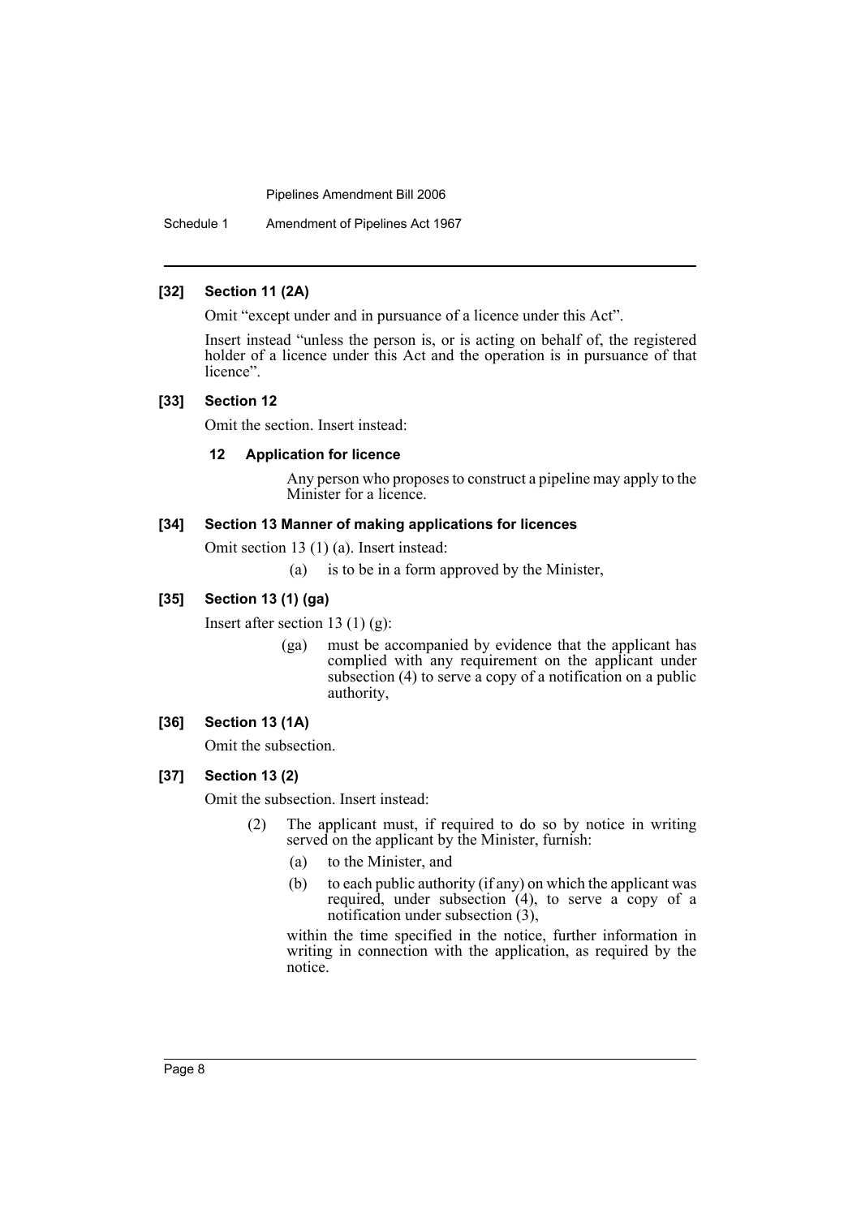**[32] Section 11 (2A)**

Omit "except under and in pursuance of a licence under this Act".

Insert instead "unless the person is, or is acting on behalf of, the registered holder of a licence under this Act and the operation is in pursuance of that licence".

**[33] Section 12**

Omit the section. Insert instead:

**12 Application for licence**

Any person who proposes to construct a pipeline may apply to the Minister for a licence.

**[34] Section 13 Manner of making applications for licences**

Omit section 13 (1) (a). Insert instead:

(a) is to be in a form approved by the Minister,

**[35] Section 13 (1) (ga)**

Insert after section 13 (1) (g):

(ga) must be accompanied by evidence that the applicant has complied with any requirement on the applicant under subsection (4) to serve a copy of a notification on a public authority,

**[36] Section 13 (1A)**

Omit the subsection.

**[37] Section 13 (2)**

Omit the subsection. Insert instead:

(2) The applicant must, if required to do so by notice in writing served on the applicant by the Minister, furnish:

(a) to the Minister, and

(b) to each public authority (if any) on which the applicant was required, under subsection (4), to serve a copy of a notification under subsection (3),

within the time specified in the notice, further information in writing in connection with the application, as required by the notice.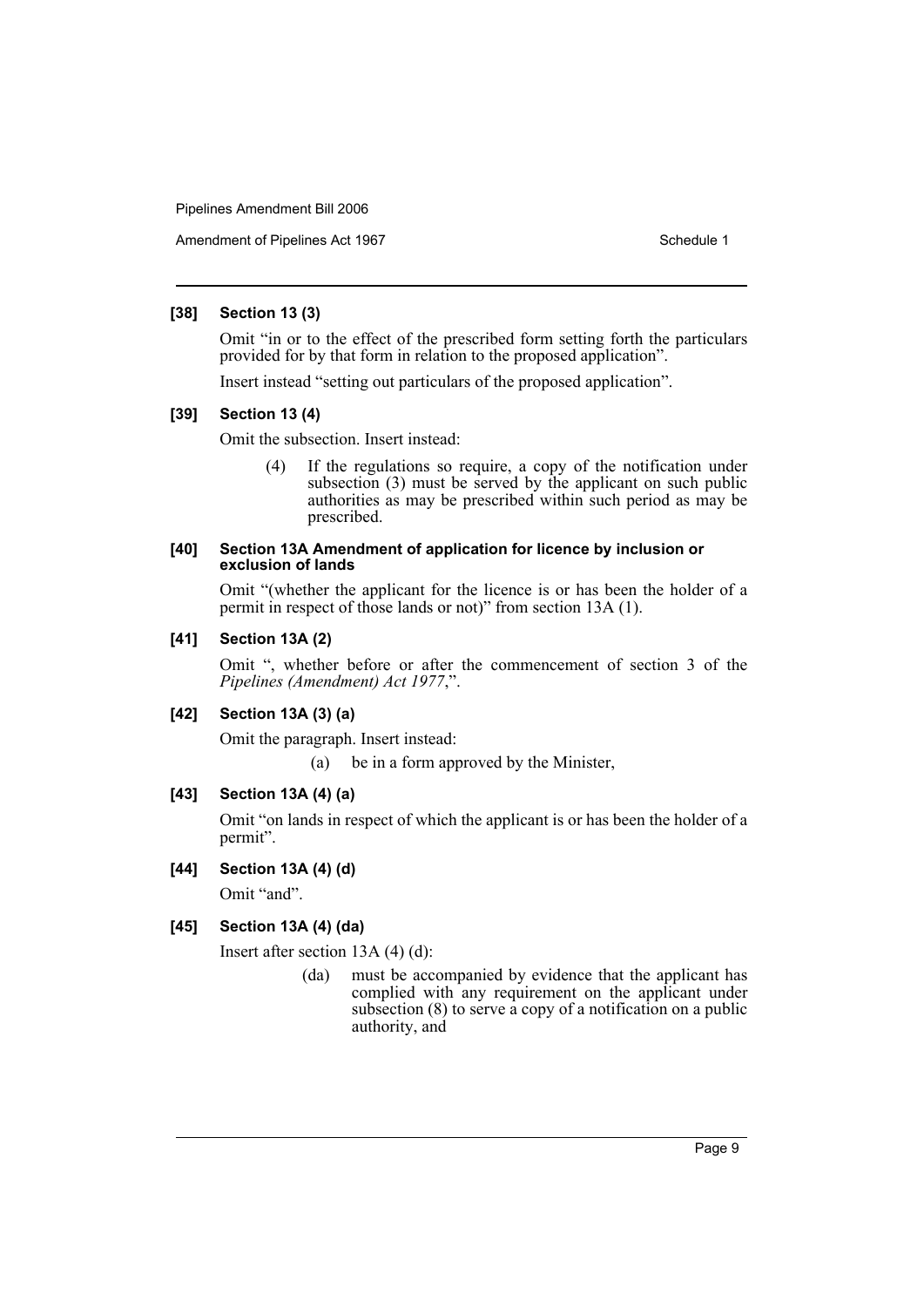**[38] Section 13 (3)**

Omit "in or to the effect of the prescribed form setting forth the particulars provided for by that form in relation to the proposed application".

Insert instead "setting out particulars of the proposed application".

**[39] Section 13 (4)**

Omit the subsection. Insert instead:

> (4) If the regulations so require, a copy of the notification under subsection (3) must be served by the applicant on such public authorities as may be prescribed within such period as may be prescribed.

**[40] Section 13A Amendment of application for licence by inclusion or exclusion of lands**

Omit "(whether the applicant for the licence is or has been the holder of a permit in respect of those lands or not)" from section 13A (1).

**[41] Section 13A (2)**

Omit ", whether before or after the commencement of section 3 of the *Pipelines (Amendment) Act 1977*,".

**[42] Section 13A (3) (a)**

Omit the paragraph. Insert instead:

> (a) be in a form approved by the Minister,

**[43] Section 13A (4) (a)**

Omit "on lands in respect of which the applicant is or has been the holder of a permit".

**[44] Section 13A (4) (d)**

Omit "and".

**[45] Section 13A (4) (da)**

Insert after section 13A (4) (d):

> (da) must be accompanied by evidence that the applicant has complied with any requirement on the applicant under subsection (8) to serve a copy of a notification on a public authority, and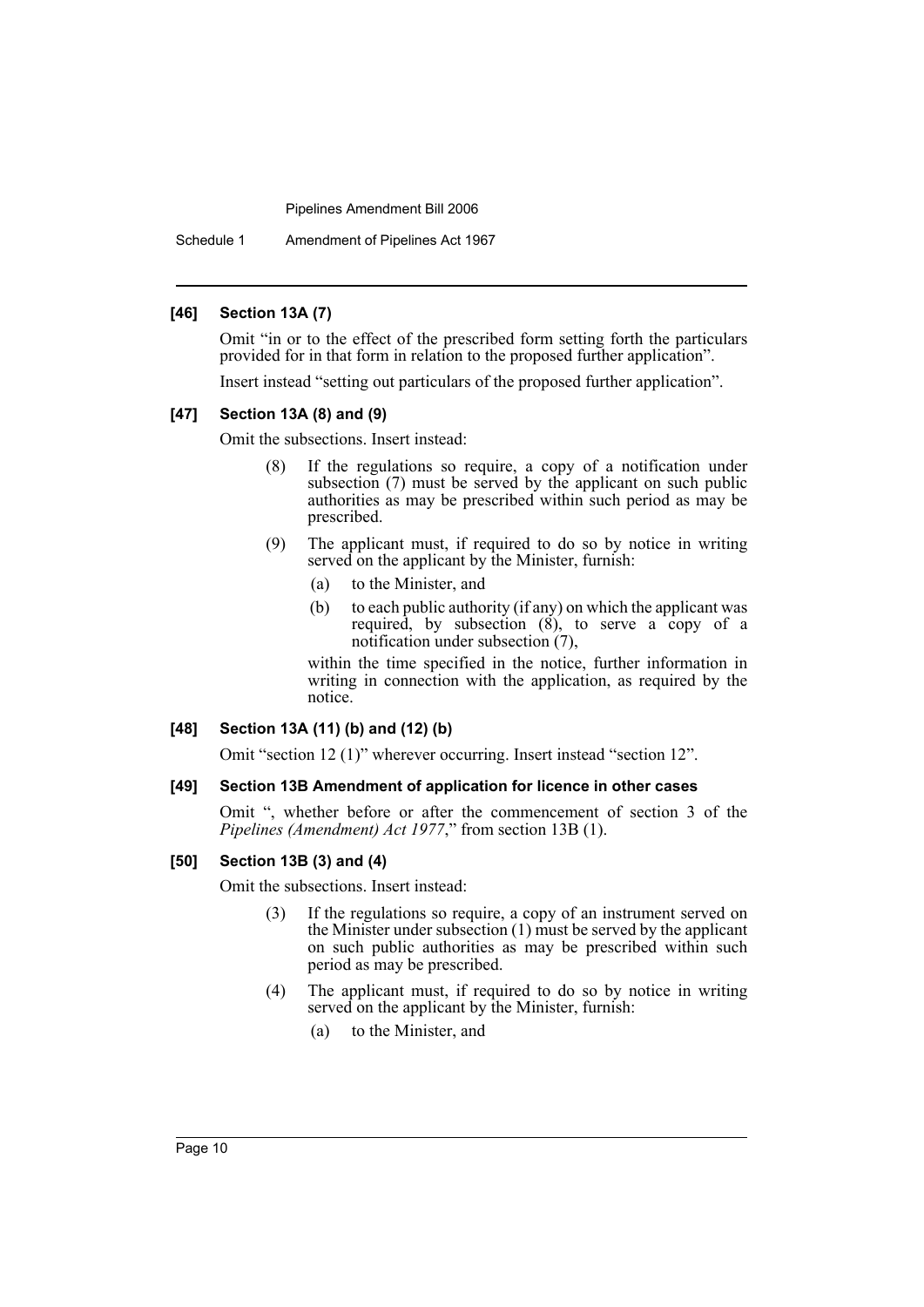**[46] Section 13A (7)**

Omit "in or to the effect of the prescribed form setting forth the particulars provided for in that form in relation to the proposed further application".

Insert instead "setting out particulars of the proposed further application".

**[47] Section 13A (8) and (9)**

Omit the subsections. Insert instead:

> (8) If the regulations so require, a copy of a notification under subsection (7) must be served by the applicant on such public authorities as may be prescribed within such period as may be prescribed.
>
> (9) The applicant must, if required to do so by notice in writing served on the applicant by the Minister, furnish:
>
> (a) to the Minister, and
>
> (b) to each public authority (if any) on which the applicant was required, by subsection (8), to serve a copy of a notification under subsection (7),
>
> within the time specified in the notice, further information in writing in connection with the application, as required by the notice.

**[48] Section 13A (11) (b) and (12) (b)**

Omit "section 12 (1)" wherever occurring. Insert instead "section 12".

**[49] Section 13B Amendment of application for licence in other cases**

Omit ", whether before or after the commencement of section 3 of the *Pipelines (Amendment) Act 1977*," from section 13B (1).

**[50] Section 13B (3) and (4)**

Omit the subsections. Insert instead:

> (3) If the regulations so require, a copy of an instrument served on the Minister under subsection (1) must be served by the applicant on such public authorities as may be prescribed within such period as may be prescribed.
>
> (4) The applicant must, if required to do so by notice in writing served on the applicant by the Minister, furnish:
>
> (a) to the Minister, and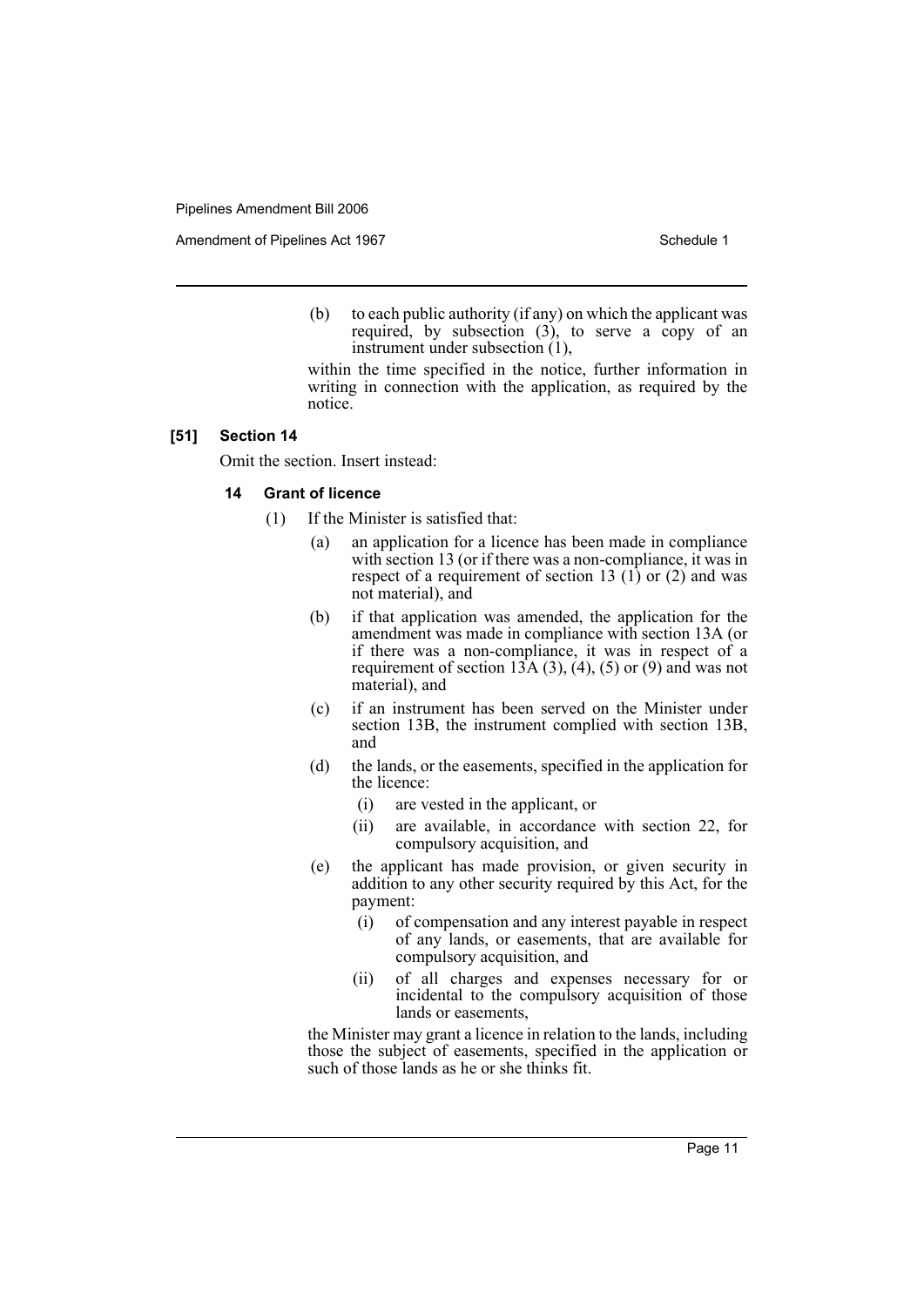(b) to each public authority (if any) on which the applicant was required, by subsection (3), to serve a copy of an instrument under subsection (1),

within the time specified in the notice, further information in writing in connection with the application, as required by the notice.

**[51] Section 14**

Omit the section. Insert instead:

**14 Grant of licence**

(1) If the Minister is satisfied that:

(a) an application for a licence has been made in compliance with section 13 (or if there was a non-compliance, it was in respect of a requirement of section 13 (1) or (2) and was not material), and

(b) if that application was amended, the application for the amendment was made in compliance with section 13A (or if there was a non-compliance, it was in respect of a requirement of section 13A (3), (4), (5) or (9) and was not material), and

(c) if an instrument has been served on the Minister under section 13B, the instrument complied with section 13B, and

(d) the lands, or the easements, specified in the application for the licence:

(i) are vested in the applicant, or

(ii) are available, in accordance with section 22, for compulsory acquisition, and

(e) the applicant has made provision, or given security in addition to any other security required by this Act, for the payment:

(i) of compensation and any interest payable in respect of any lands, or easements, that are available for compulsory acquisition, and

(ii) of all charges and expenses necessary for or incidental to the compulsory acquisition of those lands or easements,

the Minister may grant a licence in relation to the lands, including those the subject of easements, specified in the application or such of those lands as he or she thinks fit.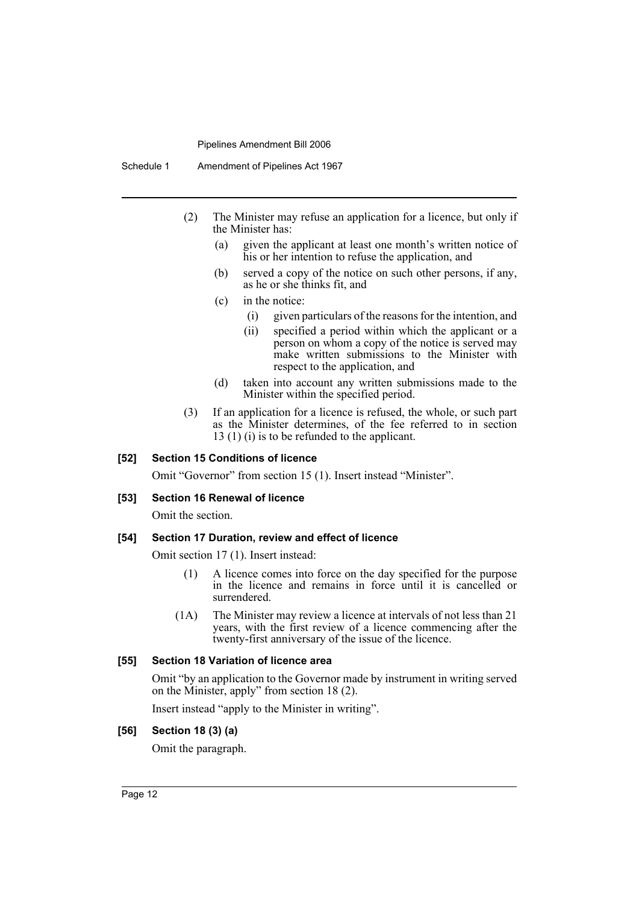(2) The Minister may refuse an application for a licence, but only if the Minister has:

- (a) given the applicant at least one month's written notice of his or her intention to refuse the application, and
- (b) served a copy of the notice on such other persons, if any, as he or she thinks fit, and
- (c) in the notice:
  - (i) given particulars of the reasons for the intention, and
  - (ii) specified a period within which the applicant or a person on whom a copy of the notice is served may make written submissions to the Minister with respect to the application, and
- (d) taken into account any written submissions made to the Minister within the specified period.

(3) If an application for a licence is refused, the whole, or such part as the Minister determines, of the fee referred to in section 13 (1) (i) is to be refunded to the applicant.

#### [52] Section 15 Conditions of licence

Omit "Governor" from section 15 (1). Insert instead "Minister".

#### [53] Section 16 Renewal of licence

Omit the section.

#### [54] Section 17 Duration, review and effect of licence

Omit section 17 (1). Insert instead:

(1) A licence comes into force on the day specified for the purpose in the licence and remains in force until it is cancelled or surrendered.

(1A) The Minister may review a licence at intervals of not less than 21 years, with the first review of a licence commencing after the twenty-first anniversary of the issue of the licence.

#### [55] Section 18 Variation of licence area

Omit "by an application to the Governor made by instrument in writing served on the Minister, apply" from section 18 (2).

Insert instead "apply to the Minister in writing".

#### [56] Section 18 (3) (a)

Omit the paragraph.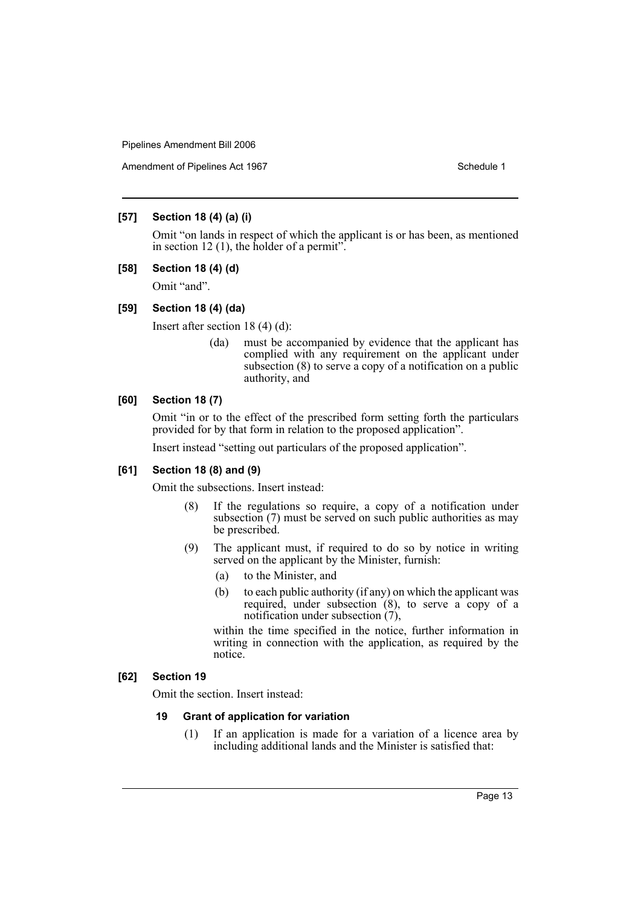**[57] Section 18 (4) (a) (i)**

Omit “on lands in respect of which the applicant is or has been, as mentioned in section 12 (1), the holder of a permit”.

**[58] Section 18 (4) (d)**

Omit “and”.

**[59] Section 18 (4) (da)**

Insert after section 18 (4) (d):

> (da) must be accompanied by evidence that the applicant has complied with any requirement on the applicant under subsection (8) to serve a copy of a notification on a public authority, and

**[60] Section 18 (7)**

Omit “in or to the effect of the prescribed form setting forth the particulars provided for by that form in relation to the proposed application”.

Insert instead “setting out particulars of the proposed application”.

**[61] Section 18 (8) and (9)**

Omit the subsections. Insert instead:

> (8) If the regulations so require, a copy of a notification under subsection (7) must be served on such public authorities as may be prescribed.
>
> (9) The applicant must, if required to do so by notice in writing served on the applicant by the Minister, furnish:
>
> (a) to the Minister, and
>
> (b) to each public authority (if any) on which the applicant was required, under subsection (8), to serve a copy of a notification under subsection (7),
>
> within the time specified in the notice, further information in writing in connection with the application, as required by the notice.

**[62] Section 19**

Omit the section. Insert instead:

> **19 Grant of application for variation**
>
> (1) If an application is made for a variation of a licence area by including additional lands and the Minister is satisfied that: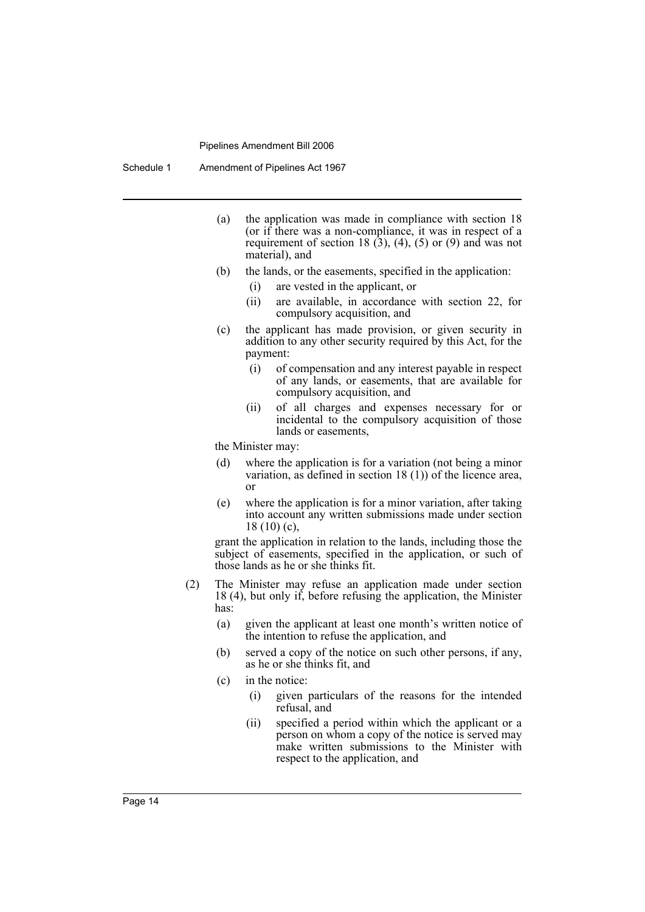(a) the application was made in compliance with section 18 (or if there was a non-compliance, it was in respect of a requirement of section 18 (3), (4), (5) or (9) and was not material), and

(b) the lands, or the easements, specified in the application:

  (i) are vested in the applicant, or

  (ii) are available, in accordance with section 22, for compulsory acquisition, and

(c) the applicant has made provision, or given security in addition to any other security required by this Act, for the payment:

  (i) of compensation and any interest payable in respect of any lands, or easements, that are available for compulsory acquisition, and

  (ii) of all charges and expenses necessary for or incidental to the compulsory acquisition of those lands or easements,

the Minister may:

(d) where the application is for a variation (not being a minor variation, as defined in section 18 (1)) of the licence area, or

(e) where the application is for a minor variation, after taking into account any written submissions made under section 18 (10) (c),

grant the application in relation to the lands, including those the subject of easements, specified in the application, or such of those lands as he or she thinks fit.

(2) The Minister may refuse an application made under section 18 (4), but only if, before refusing the application, the Minister has:

(a) given the applicant at least one month's written notice of the intention to refuse the application, and

(b) served a copy of the notice on such other persons, if any, as he or she thinks fit, and

(c) in the notice:

  (i) given particulars of the reasons for the intended refusal, and

  (ii) specified a period within which the applicant or a person on whom a copy of the notice is served may make written submissions to the Minister with respect to the application, and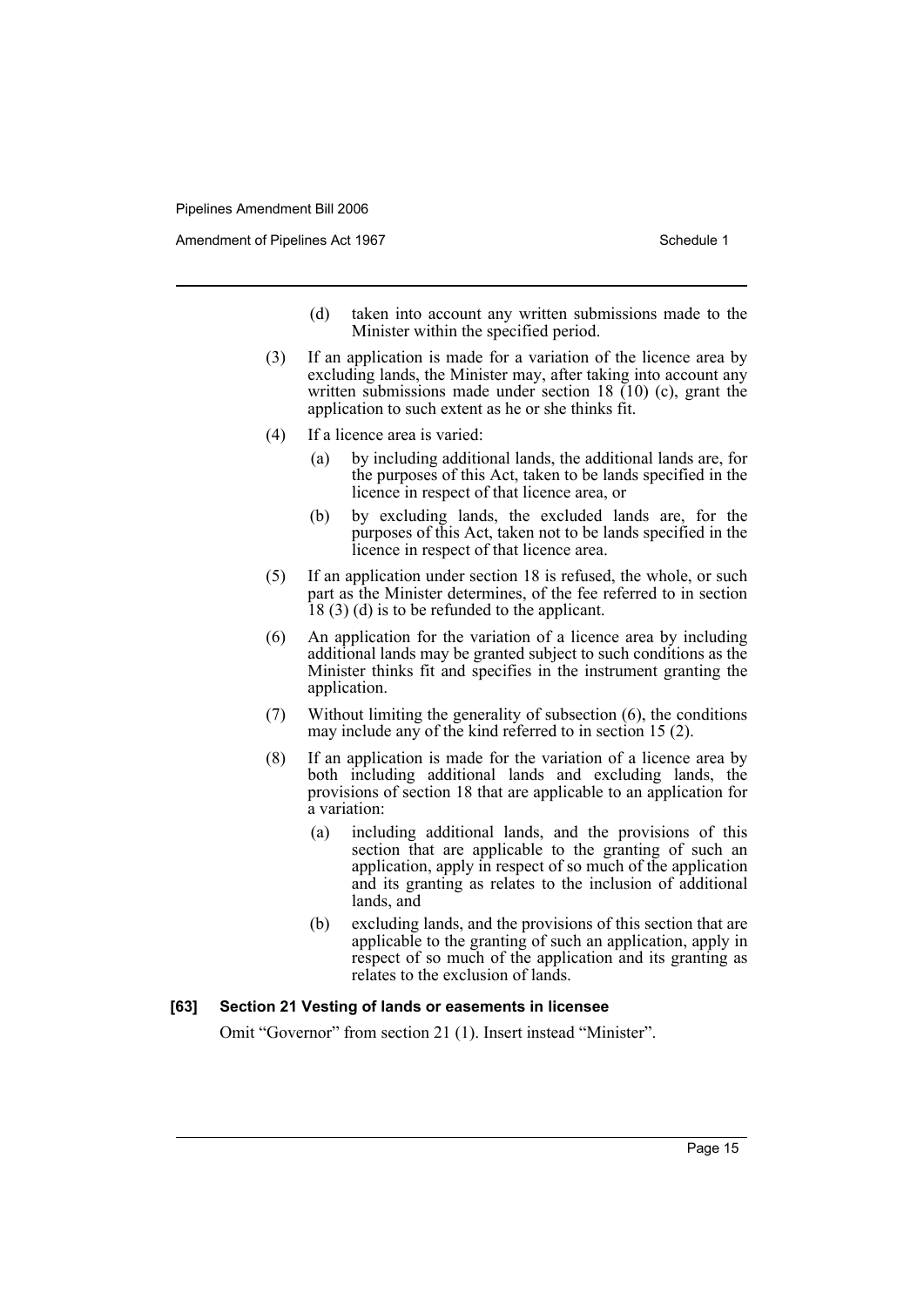(d) taken into account any written submissions made to the Minister within the specified period.

(3) If an application is made for a variation of the licence area by excluding lands, the Minister may, after taking into account any written submissions made under section 18 (10) (c), grant the application to such extent as he or she thinks fit.

(4) If a licence area is varied:

(a) by including additional lands, the additional lands are, for the purposes of this Act, taken to be lands specified in the licence in respect of that licence area, or

(b) by excluding lands, the excluded lands are, for the purposes of this Act, taken not to be lands specified in the licence in respect of that licence area.

(5) If an application under section 18 is refused, the whole, or such part as the Minister determines, of the fee referred to in section 18 (3) (d) is to be refunded to the applicant.

(6) An application for the variation of a licence area by including additional lands may be granted subject to such conditions as the Minister thinks fit and specifies in the instrument granting the application.

(7) Without limiting the generality of subsection (6), the conditions may include any of the kind referred to in section 15 (2).

(8) If an application is made for the variation of a licence area by both including additional lands and excluding lands, the provisions of section 18 that are applicable to an application for a variation:

(a) including additional lands, and the provisions of this section that are applicable to the granting of such an application, apply in respect of so much of the application and its granting as relates to the inclusion of additional lands, and

(b) excluding lands, and the provisions of this section that are applicable to the granting of such an application, apply in respect of so much of the application and its granting as relates to the exclusion of lands.

**[63] Section 21 Vesting of lands or easements in licensee**

Omit "Governor" from section 21 (1). Insert instead "Minister".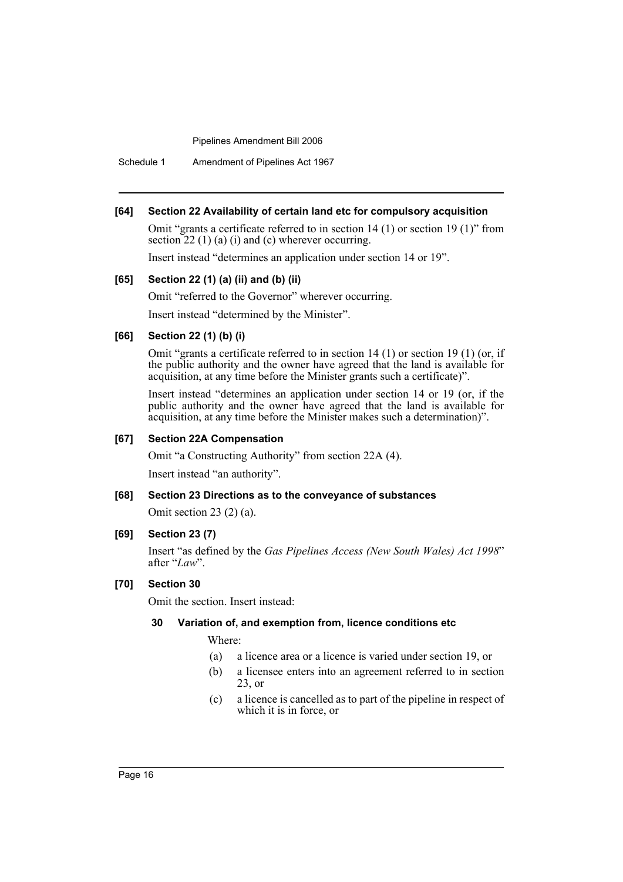**[64] Section 22 Availability of certain land etc for compulsory acquisition**

Omit "grants a certificate referred to in section 14 (1) or section 19 (1)" from section 22 (1) (a) (i) and (c) wherever occurring.

Insert instead "determines an application under section 14 or 19".

**[65] Section 22 (1) (a) (ii) and (b) (ii)**

Omit "referred to the Governor" wherever occurring.

Insert instead "determined by the Minister".

**[66] Section 22 (1) (b) (i)**

Omit "grants a certificate referred to in section 14 (1) or section 19 (1) (or, if the public authority and the owner have agreed that the land is available for acquisition, at any time before the Minister grants such a certificate)".

Insert instead "determines an application under section 14 or 19 (or, if the public authority and the owner have agreed that the land is available for acquisition, at any time before the Minister makes such a determination)".

**[67] Section 22A Compensation**

Omit "a Constructing Authority" from section 22A (4).

Insert instead "an authority".

**[68] Section 23 Directions as to the conveyance of substances**

Omit section 23 (2) (a).

**[69] Section 23 (7)**

Insert "as defined by the *Gas Pipelines Access (New South Wales) Act 1998*" after "*Law*".

**[70] Section 30**

Omit the section. Insert instead:

**30 Variation of, and exemption from, licence conditions etc**

Where:

(a) a licence area or a licence is varied under section 19, or

(b) a licensee enters into an agreement referred to in section 23, or

(c) a licence is cancelled as to part of the pipeline in respect of which it is in force, or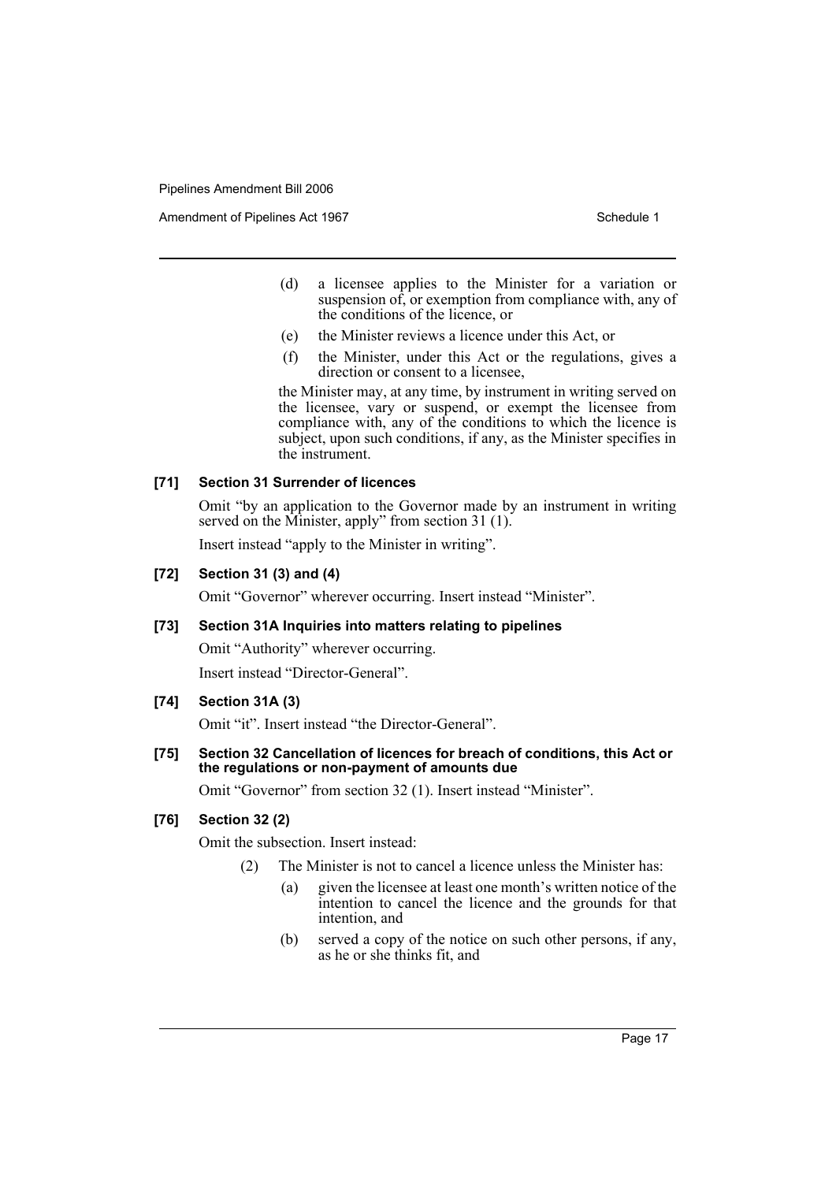(d) a licensee applies to the Minister for a variation or suspension of, or exemption from compliance with, any of the conditions of the licence, or

(e) the Minister reviews a licence under this Act, or

(f) the Minister, under this Act or the regulations, gives a direction or consent to a licensee,

the Minister may, at any time, by instrument in writing served on the licensee, vary or suspend, or exempt the licensee from compliance with, any of the conditions to which the licence is subject, upon such conditions, if any, as the Minister specifies in the instrument.

**[71] Section 31 Surrender of licences**

Omit "by an application to the Governor made by an instrument in writing served on the Minister, apply" from section 31 (1).

Insert instead "apply to the Minister in writing".

**[72] Section 31 (3) and (4)**

Omit "Governor" wherever occurring. Insert instead "Minister".

**[73] Section 31A Inquiries into matters relating to pipelines**

Omit "Authority" wherever occurring.

Insert instead "Director-General".

**[74] Section 31A (3)**

Omit "it". Insert instead "the Director-General".

**[75] Section 32 Cancellation of licences for breach of conditions, this Act or the regulations or non-payment of amounts due**

Omit "Governor" from section 32 (1). Insert instead "Minister".

**[76] Section 32 (2)**

Omit the subsection. Insert instead:

(2) The Minister is not to cancel a licence unless the Minister has:

(a) given the licensee at least one month's written notice of the intention to cancel the licence and the grounds for that intention, and

(b) served a copy of the notice on such other persons, if any, as he or she thinks fit, and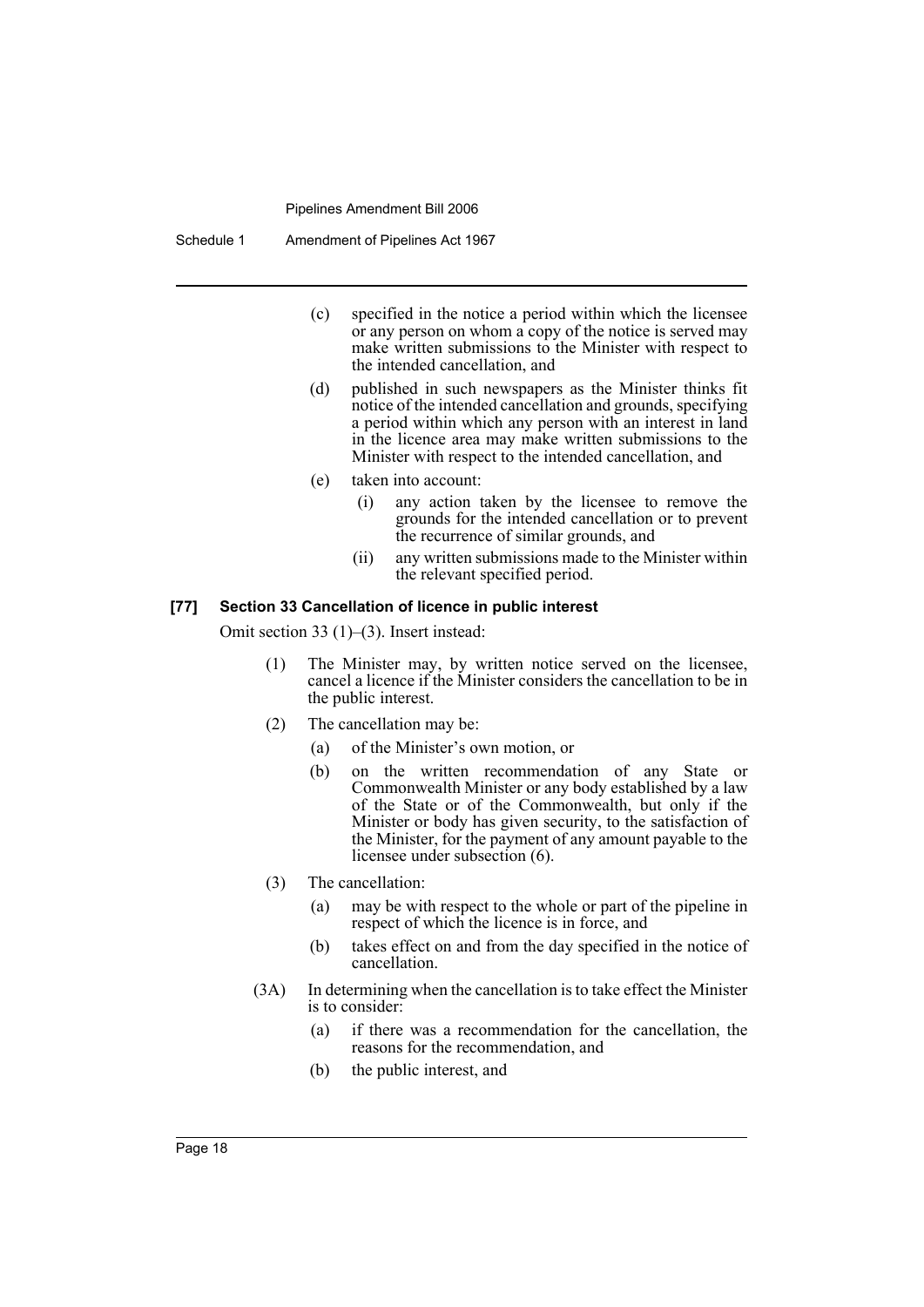(c) specified in the notice a period within which the licensee or any person on whom a copy of the notice is served may make written submissions to the Minister with respect to the intended cancellation, and

(d) published in such newspapers as the Minister thinks fit notice of the intended cancellation and grounds, specifying a period within which any person with an interest in land in the licence area may make written submissions to the Minister with respect to the intended cancellation, and

(e) taken into account:

  (i) any action taken by the licensee to remove the grounds for the intended cancellation or to prevent the recurrence of similar grounds, and

  (ii) any written submissions made to the Minister within the relevant specified period.

**[77] Section 33 Cancellation of licence in public interest**

Omit section 33 (1)–(3). Insert instead:

(1) The Minister may, by written notice served on the licensee, cancel a licence if the Minister considers the cancellation to be in the public interest.

(2) The cancellation may be:

  (a) of the Minister's own motion, or

  (b) on the written recommendation of any State or Commonwealth Minister or any body established by a law of the State or of the Commonwealth, but only if the Minister or body has given security, to the satisfaction of the Minister, for the payment of any amount payable to the licensee under subsection (6).

(3) The cancellation:

  (a) may be with respect to the whole or part of the pipeline in respect of which the licence is in force, and

  (b) takes effect on and from the day specified in the notice of cancellation.

(3A) In determining when the cancellation is to take effect the Minister is to consider:

  (a) if there was a recommendation for the cancellation, the reasons for the recommendation, and

  (b) the public interest, and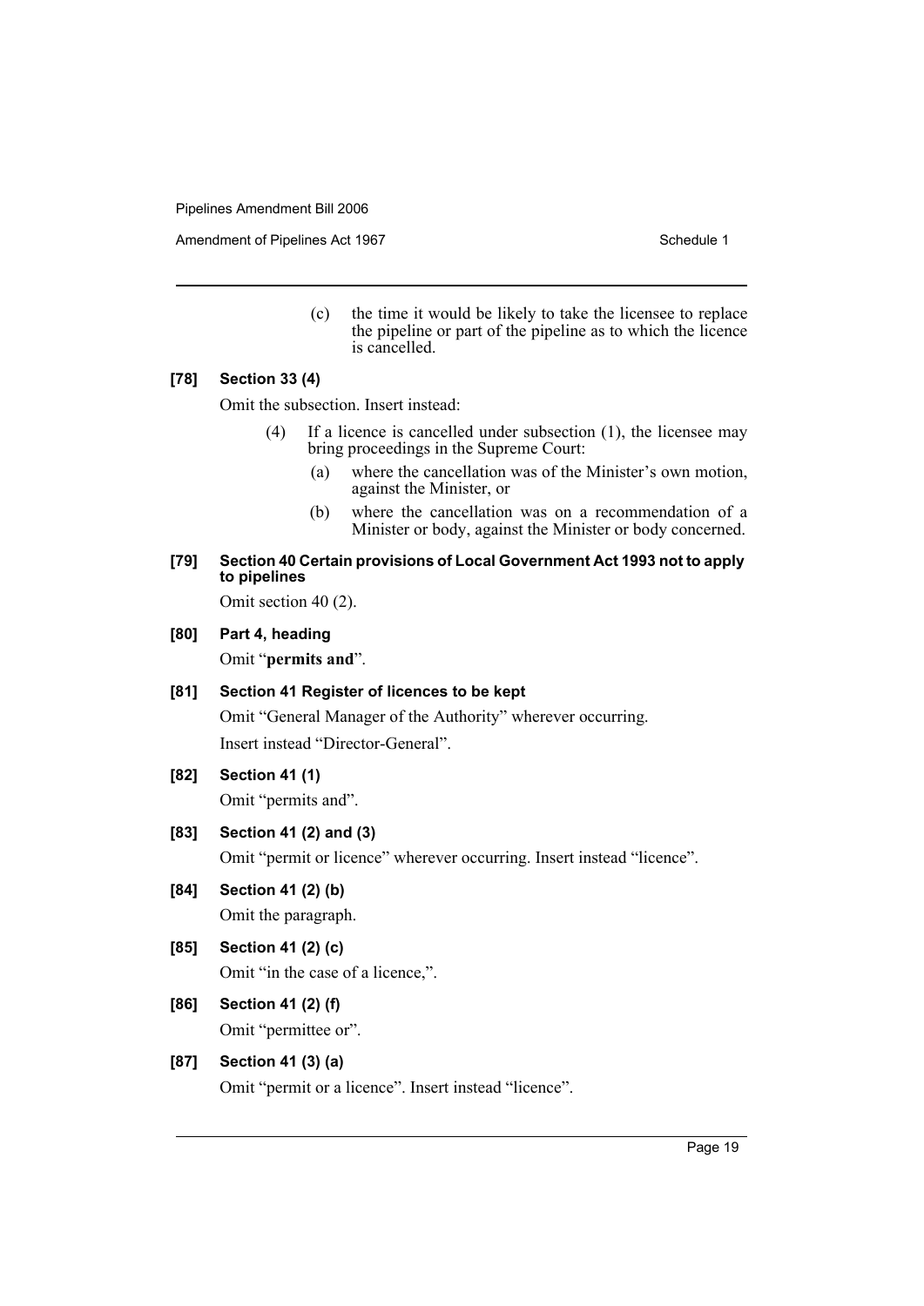(c) the time it would be likely to take the licensee to replace the pipeline or part of the pipeline as to which the licence is cancelled.

**[78] Section 33 (4)**

Omit the subsection. Insert instead:

(4) If a licence is cancelled under subsection (1), the licensee may bring proceedings in the Supreme Court:

(a) where the cancellation was of the Minister's own motion, against the Minister, or

(b) where the cancellation was on a recommendation of a Minister or body, against the Minister or body concerned.

**[79] Section 40 Certain provisions of Local Government Act 1993 not to apply to pipelines**

Omit section 40 (2).

**[80] Part 4, heading**

Omit "**permits and**".

**[81] Section 41 Register of licences to be kept**

Omit "General Manager of the Authority" wherever occurring.

Insert instead "Director-General".

**[82] Section 41 (1)**

Omit "permits and".

**[83] Section 41 (2) and (3)**

Omit "permit or licence" wherever occurring. Insert instead "licence".

**[84] Section 41 (2) (b)**

Omit the paragraph.

**[85] Section 41 (2) (c)**

Omit "in the case of a licence,".

**[86] Section 41 (2) (f)**

Omit "permittee or".

**[87] Section 41 (3) (a)**

Omit "permit or a licence". Insert instead "licence".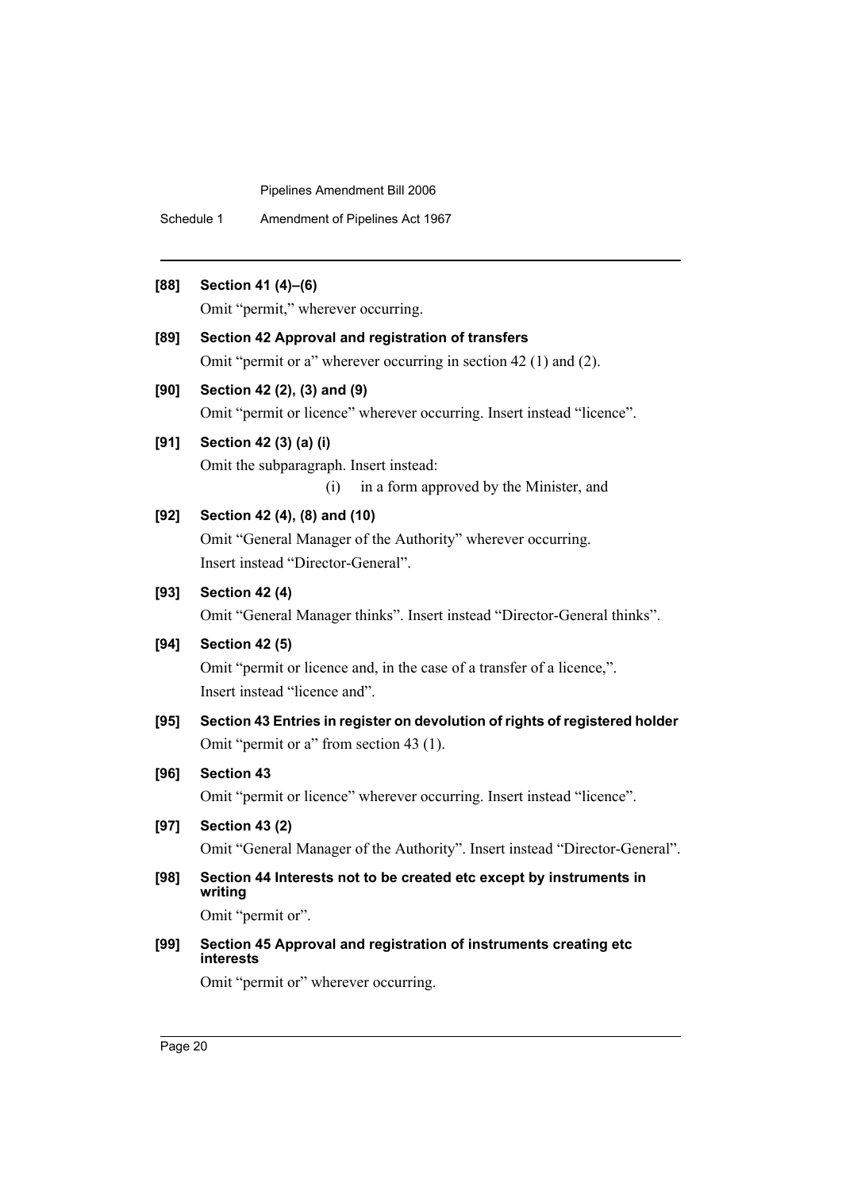**[88] Section 41 (4)–(6)**

Omit "permit," wherever occurring.

**[89] Section 42 Approval and registration of transfers**

Omit "permit or a" wherever occurring in section 42 (1) and (2).

**[90] Section 42 (2), (3) and (9)**

Omit "permit or licence" wherever occurring. Insert instead "licence".

**[91] Section 42 (3) (a) (i)**

Omit the subparagraph. Insert instead:

(i) in a form approved by the Minister, and

**[92] Section 42 (4), (8) and (10)**

Omit "General Manager of the Authority" wherever occurring.

Insert instead "Director-General".

**[93] Section 42 (4)**

Omit "General Manager thinks". Insert instead "Director-General thinks".

**[94] Section 42 (5)**

Omit "permit or licence and, in the case of a transfer of a licence,".

Insert instead "licence and".

**[95] Section 43 Entries in register on devolution of rights of registered holder**

Omit "permit or a" from section 43 (1).

**[96] Section 43**

Omit "permit or licence" wherever occurring. Insert instead "licence".

**[97] Section 43 (2)**

Omit "General Manager of the Authority". Insert instead "Director-General".

**[98] Section 44 Interests not to be created etc except by instruments in writing**

Omit "permit or".

**[99] Section 45 Approval and registration of instruments creating etc interests**

Omit "permit or" wherever occurring.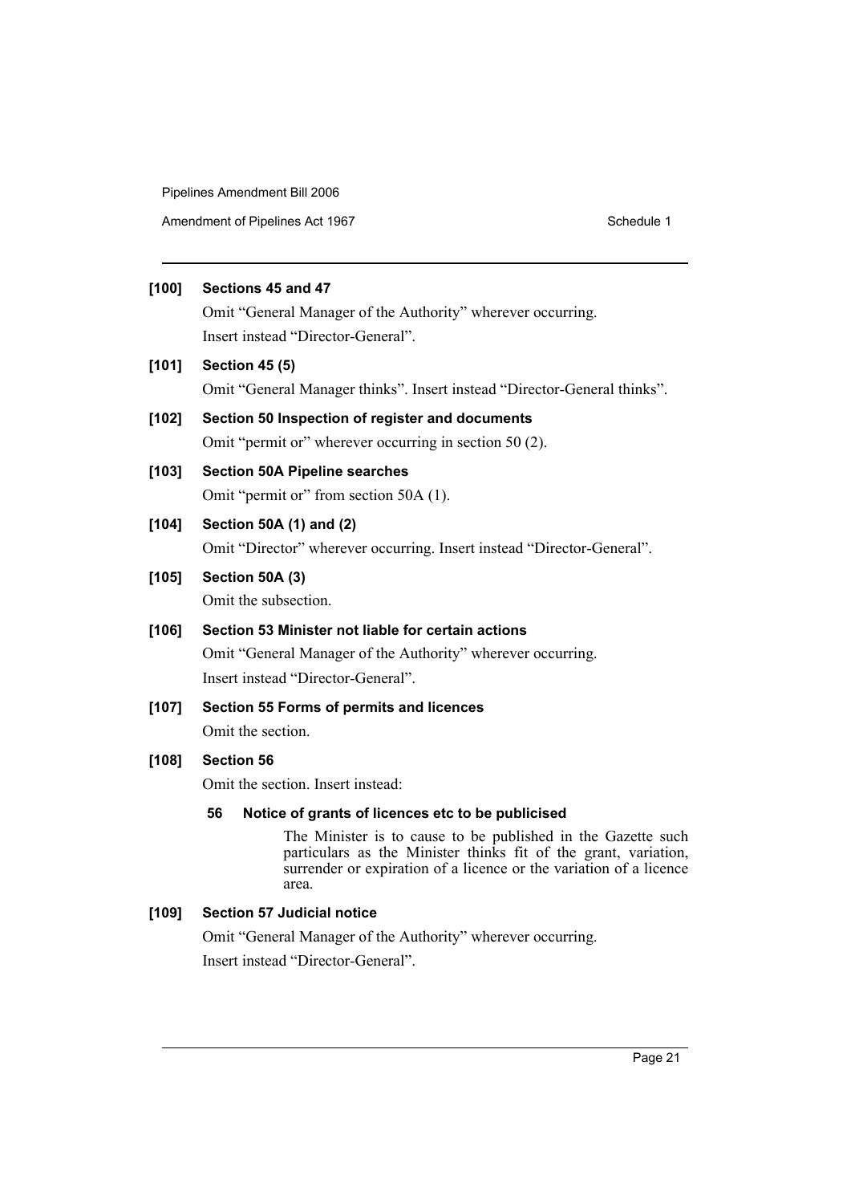**[100] Sections 45 and 47**

Omit "General Manager of the Authority" wherever occurring.

Insert instead "Director-General".

**[101] Section 45 (5)**

Omit "General Manager thinks". Insert instead "Director-General thinks".

**[102] Section 50 Inspection of register and documents**

Omit "permit or" wherever occurring in section 50 (2).

**[103] Section 50A Pipeline searches**

Omit "permit or" from section 50A (1).

**[104] Section 50A (1) and (2)**

Omit "Director" wherever occurring. Insert instead "Director-General".

**[105] Section 50A (3)**

Omit the subsection.

**[106] Section 53 Minister not liable for certain actions**

Omit "General Manager of the Authority" wherever occurring.

Insert instead "Director-General".

**[107] Section 55 Forms of permits and licences**

Omit the section.

**[108] Section 56**

Omit the section. Insert instead:

**56 Notice of grants of licences etc to be publicised**

The Minister is to cause to be published in the Gazette such particulars as the Minister thinks fit of the grant, variation, surrender or expiration of a licence or the variation of a licence area.

**[109] Section 57 Judicial notice**

Omit "General Manager of the Authority" wherever occurring.

Insert instead "Director-General".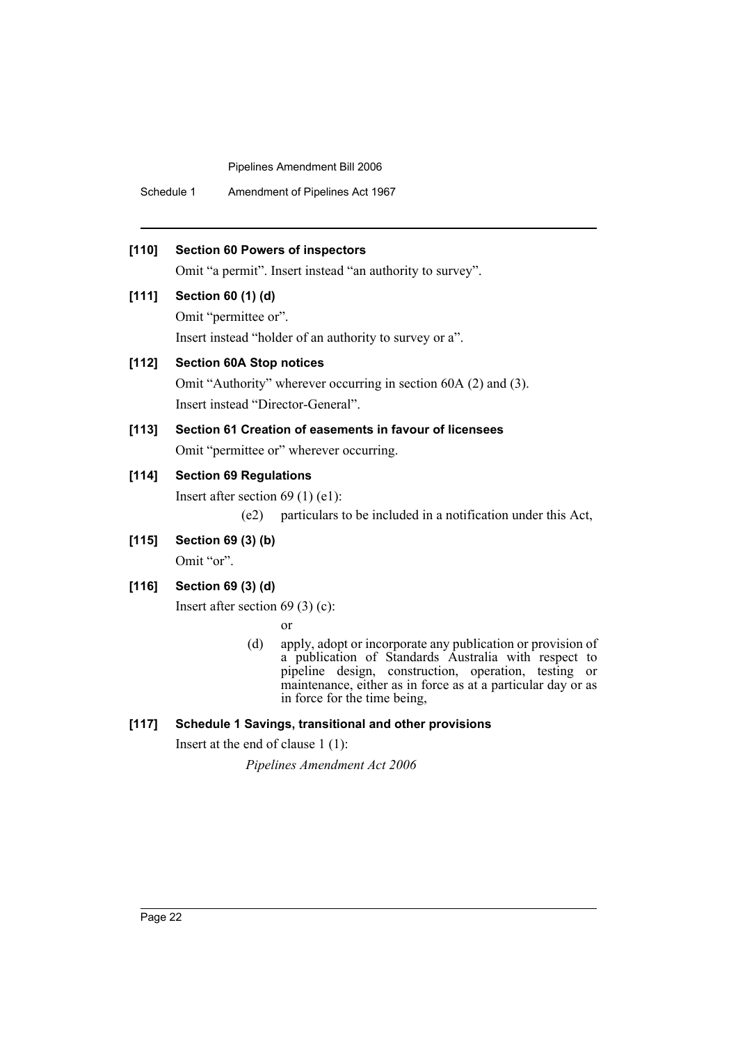**[110] Section 60 Powers of inspectors**

Omit "a permit". Insert instead "an authority to survey".

**[111] Section 60 (1) (d)**

Omit "permittee or".

Insert instead "holder of an authority to survey or a".

**[112] Section 60A Stop notices**

Omit "Authority" wherever occurring in section 60A (2) and (3).

Insert instead "Director-General".

**[113] Section 61 Creation of easements in favour of licensees**

Omit "permittee or" wherever occurring.

**[114] Section 69 Regulations**

Insert after section 69 (1) (e1):

> (e2) particulars to be included in a notification under this Act,

**[115] Section 69 (3) (b)**

Omit "or".

**[116] Section 69 (3) (d)**

Insert after section 69 (3) (c):

> or
>
> (d) apply, adopt or incorporate any publication or provision of a publication of Standards Australia with respect to pipeline design, construction, operation, testing or maintenance, either as in force as at a particular day or as in force for the time being,

**[117] Schedule 1 Savings, transitional and other provisions**

Insert at the end of clause 1 (1):

> *Pipelines Amendment Act 2006*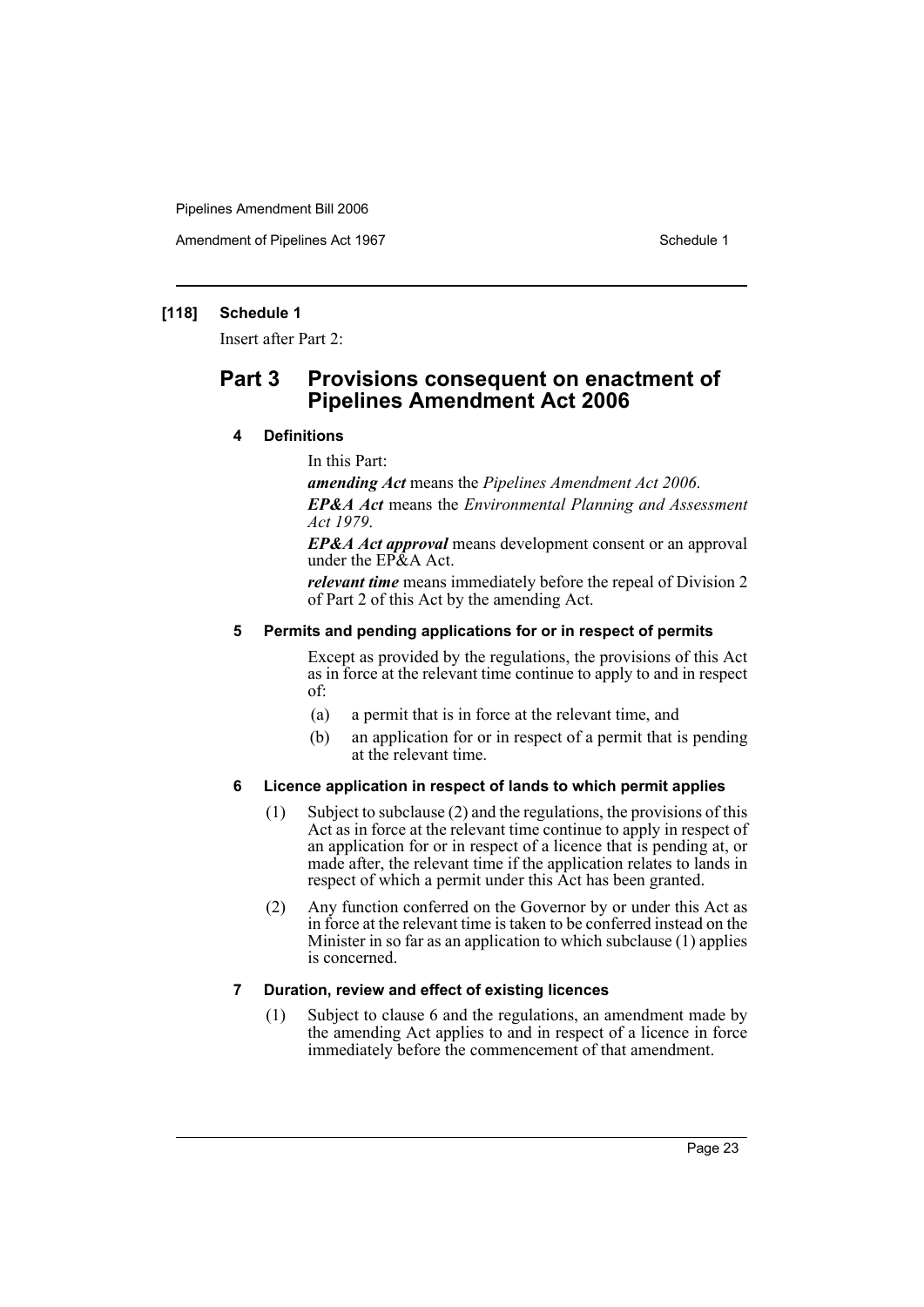**[118] Schedule 1**

Insert after Part 2:

## Part 3 Provisions consequent on enactment of Pipelines Amendment Act 2006

### 4 Definitions

In this Part:

***amending Act*** means the *Pipelines Amendment Act 2006*.

***EP&A Act*** means the *Environmental Planning and Assessment Act 1979*.

***EP&A Act approval*** means development consent or an approval under the EP&A Act.

***relevant time*** means immediately before the repeal of Division 2 of Part 2 of this Act by the amending Act.

### 5 Permits and pending applications for or in respect of permits

Except as provided by the regulations, the provisions of this Act as in force at the relevant time continue to apply to and in respect of:

(a) a permit that is in force at the relevant time, and

(b) an application for or in respect of a permit that is pending at the relevant time.

### 6 Licence application in respect of lands to which permit applies

(1) Subject to subclause (2) and the regulations, the provisions of this Act as in force at the relevant time continue to apply in respect of an application for or in respect of a licence that is pending at, or made after, the relevant time if the application relates to lands in respect of which a permit under this Act has been granted.

(2) Any function conferred on the Governor by or under this Act as in force at the relevant time is taken to be conferred instead on the Minister in so far as an application to which subclause (1) applies is concerned.

### 7 Duration, review and effect of existing licences

(1) Subject to clause 6 and the regulations, an amendment made by the amending Act applies to and in respect of a licence in force immediately before the commencement of that amendment.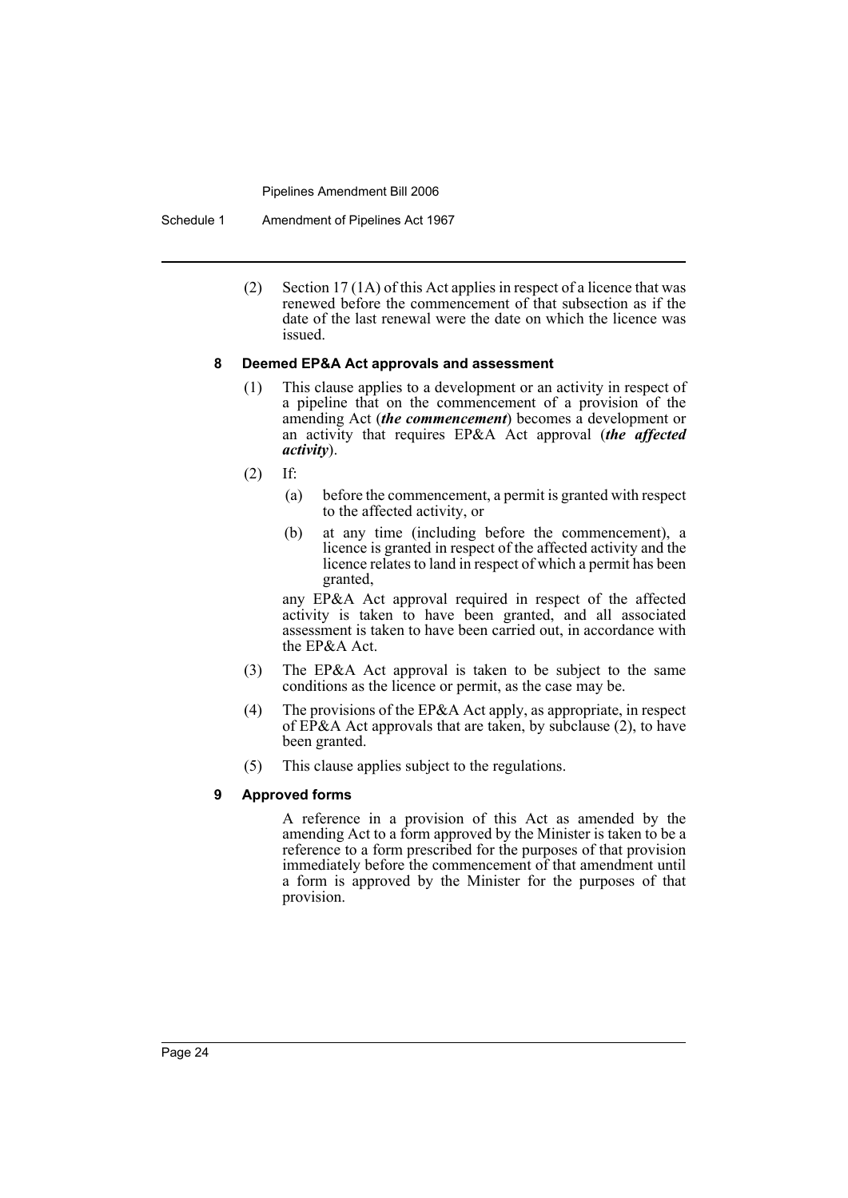(2) Section 17 (1A) of this Act applies in respect of a licence that was renewed before the commencement of that subsection as if the date of the last renewal were the date on which the licence was issued.

### 8 Deemed EP&A Act approvals and assessment

(1) This clause applies to a development or an activity in respect of a pipeline that on the commencement of a provision of the amending Act (***the commencement***) becomes a development or an activity that requires EP&A Act approval (***the affected activity***).

(2) If:

- (a) before the commencement, a permit is granted with respect to the affected activity, or
- (b) at any time (including before the commencement), a licence is granted in respect of the affected activity and the licence relates to land in respect of which a permit has been granted,

any EP&A Act approval required in respect of the affected activity is taken to have been granted, and all associated assessment is taken to have been carried out, in accordance with the EP&A Act.

(3) The EP&A Act approval is taken to be subject to the same conditions as the licence or permit, as the case may be.

(4) The provisions of the EP&A Act apply, as appropriate, in respect of EP&A Act approvals that are taken, by subclause (2), to have been granted.

(5) This clause applies subject to the regulations.

### 9 Approved forms

A reference in a provision of this Act as amended by the amending Act to a form approved by the Minister is taken to be a reference to a form prescribed for the purposes of that provision immediately before the commencement of that amendment until a form is approved by the Minister for the purposes of that provision.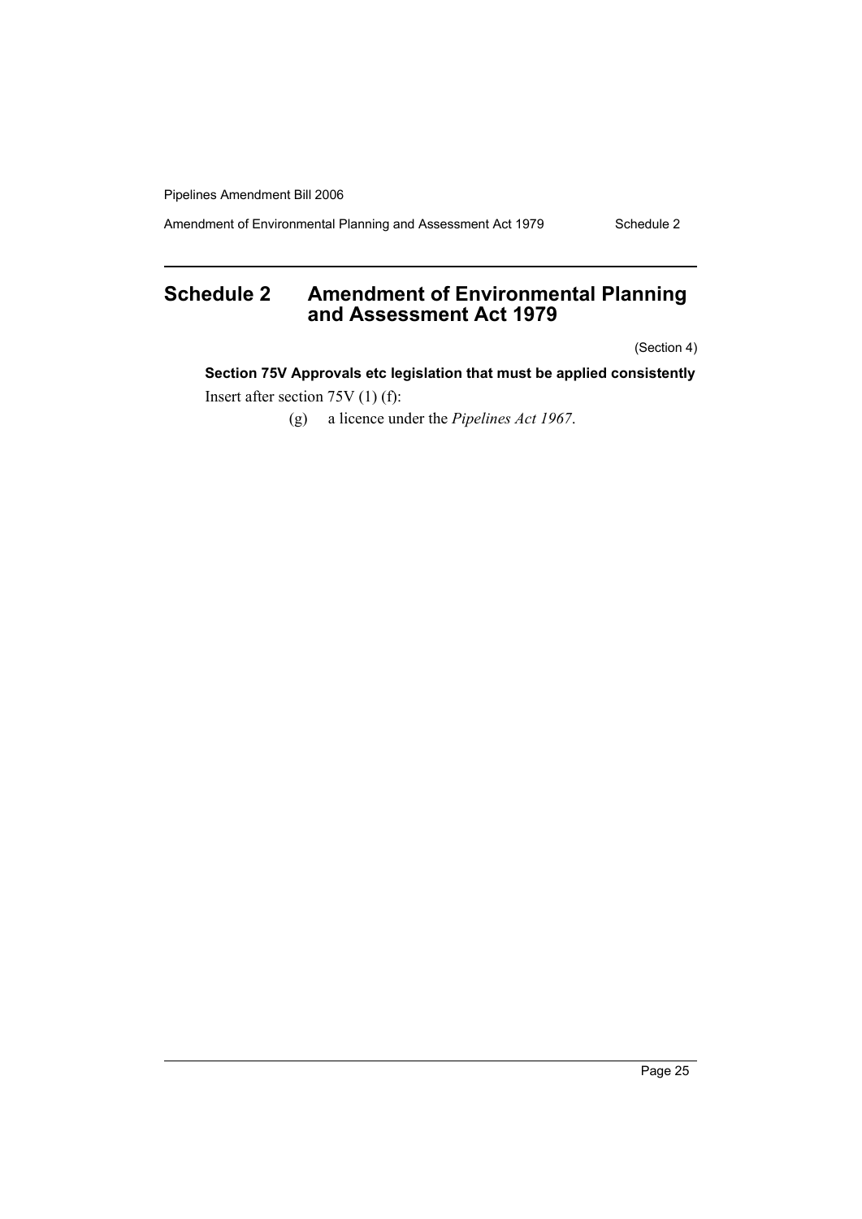# Schedule 2 Amendment of Environmental Planning and Assessment Act 1979

(Section 4)

**Section 75V Approvals etc legislation that must be applied consistently**

Insert after section 75V (1) (f):

(g) a licence under the *Pipelines Act 1967*.